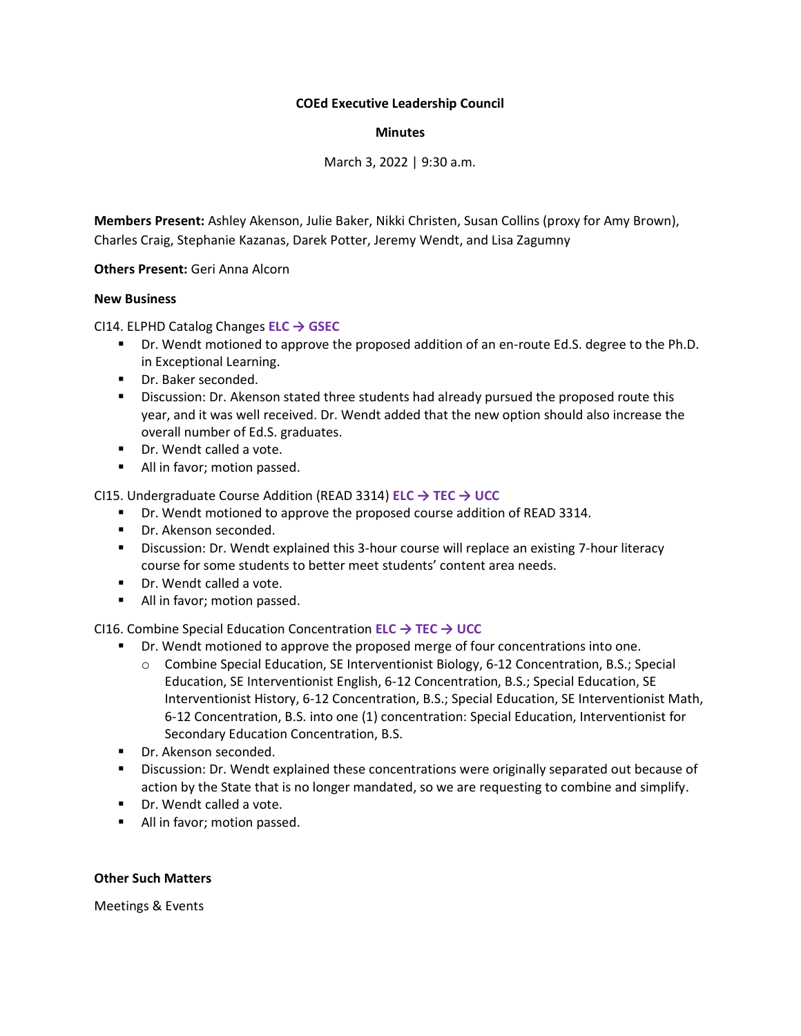**COEd Executive Leadership Council**

**Minutes**

March 3, 2022 | 9:30 a.m.

**Members Present:** Ashley Akenson, Julie Baker, Nikki Christen, Susan Collins (proxy for Amy Brown), Charles Craig, Stephanie Kazanas, Darek Potter, Jeremy Wendt, and Lisa Zagumny

**Others Present:** Geri Anna Alcorn

**New Business**

CI14. ELPHD Catalog Changes **ELC → GSEC**

- Dr. Wendt motioned to approve the proposed addition of an en-route Ed.S. degree to the Ph.D. in Exceptional Learning.
- Dr. Baker seconded.
- Discussion: Dr. Akenson stated three students had already pursued the proposed route this year, and it was well received. Dr. Wendt added that the new option should also increase the overall number of Ed.S. graduates.
- Dr. Wendt called a vote.
- All in favor; motion passed.

CI15. Undergraduate Course Addition (READ 3314) **ELC → TEC → UCC**

- Dr. Wendt motioned to approve the proposed course addition of READ 3314.
- Dr. Akenson seconded.
- Discussion: Dr. Wendt explained this 3-hour course will replace an existing 7-hour literacy course for some students to better meet students' content area needs.
- Dr. Wendt called a vote.
- All in favor; motion passed.

CI16. Combine Special Education Concentration **ELC → TEC → UCC**

- Dr. Wendt motioned to approve the proposed merge of four concentrations into one.
  - Combine Special Education, SE Interventionist Biology, 6-12 Concentration, B.S.; Special Education, SE Interventionist English, 6-12 Concentration, B.S.; Special Education, SE Interventionist History, 6-12 Concentration, B.S.; Special Education, SE Interventionist Math, 6-12 Concentration, B.S. into one (1) concentration: Special Education, Interventionist for Secondary Education Concentration, B.S.
- Dr. Akenson seconded.
- Discussion: Dr. Wendt explained these concentrations were originally separated out because of action by the State that is no longer mandated, so we are requesting to combine and simplify.
- Dr. Wendt called a vote.
- All in favor; motion passed.

**Other Such Matters**

Meetings & Events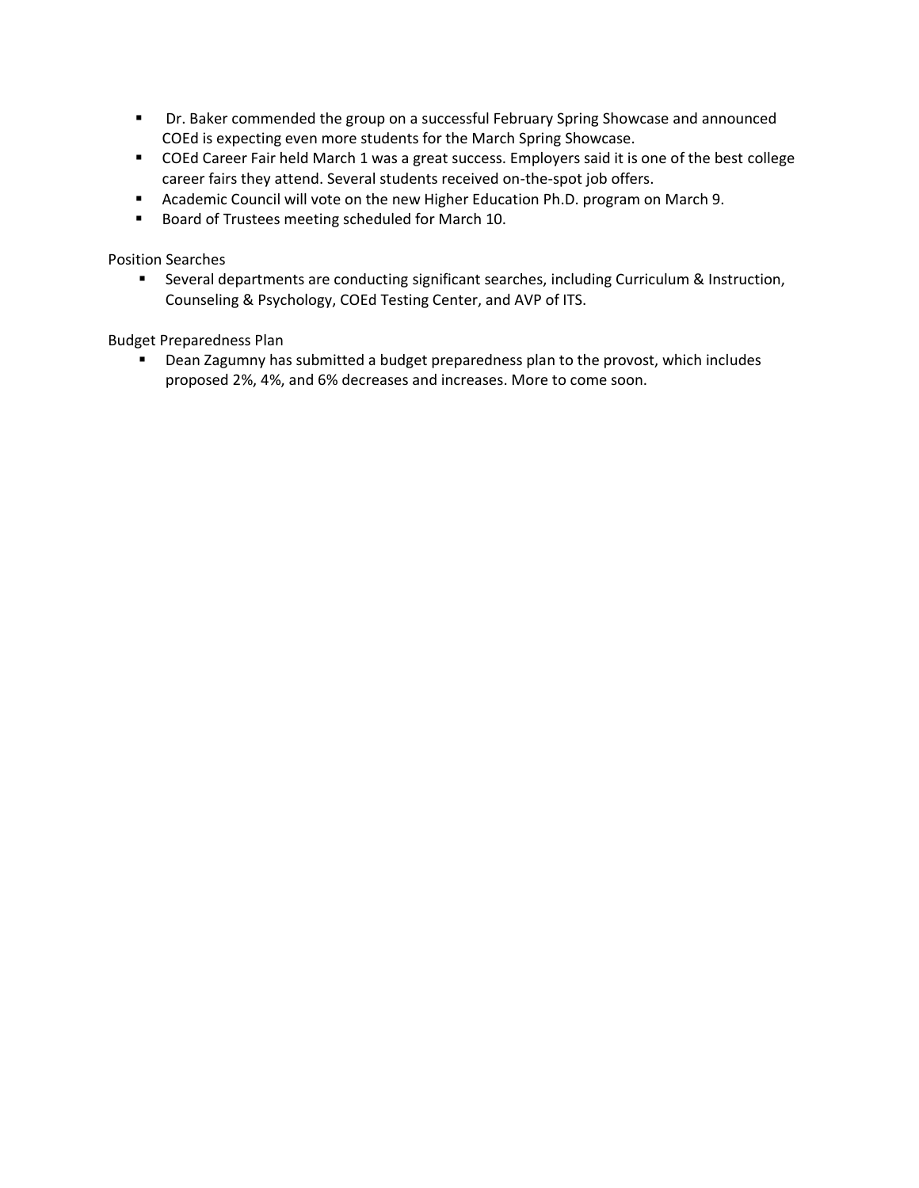- Dr. Baker commended the group on a successful February Spring Showcase and announced COEd is expecting even more students for the March Spring Showcase.
- COEd Career Fair held March 1 was a great success. Employers said it is one of the best college career fairs they attend. Several students received on-the-spot job offers.
- Academic Council will vote on the new Higher Education Ph.D. program on March 9.
- Board of Trustees meeting scheduled for March 10.

Position Searches

- Several departments are conducting significant searches, including Curriculum & Instruction, Counseling & Psychology, COEd Testing Center, and AVP of ITS.

Budget Preparedness Plan

- Dean Zagumny has submitted a budget preparedness plan to the provost, which includes proposed 2%, 4%, and 6% decreases and increases. More to come soon.